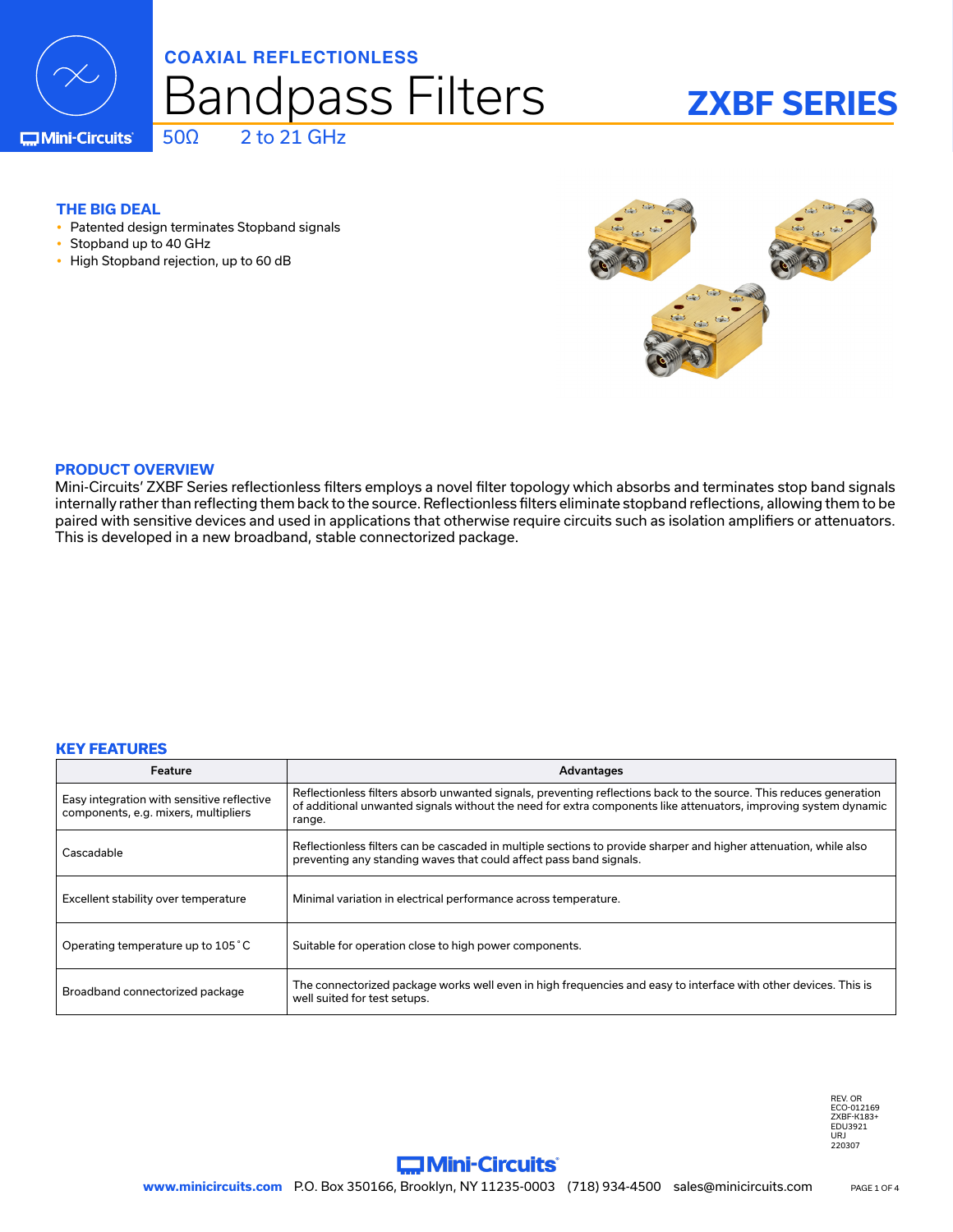COAXIAL REFLECTIONLESS

# Bandpass Filters

## ZXBF SERIES

50Ω 2 to 21 GHz

### THE BIG DEAL

- Patented design terminates Stopband signals
- Stopband up to 40 GHz
- High Stopband rejection, up to 60 dB

### PRODUCT OVERVIEW

Mini-Circuits' ZXBF Series reflectionless filters employs a novel filter topology which absorbs and terminates stop band signals internally rather than reflecting them back to the source. Reflectionless filters eliminate stopband reflections, allowing them to be paired with sensitive devices and used in applications that otherwise require circuits such as isolation amplifiers or attenuators. This is developed in a new broadband, stable connectorized package.

### KEY FEATURES

| Feature | Advantages |
|---|---|
| Easy integration with sensitive reflective components, e.g. mixers, multipliers | Reflectionless filters absorb unwanted signals, preventing reflections back to the source. This reduces generation of additional unwanted signals without the need for extra components like attenuators, improving system dynamic range. |
| Cascadable | Reflectionless filters can be cascaded in multiple sections to provide sharper and higher attenuation, while also preventing any standing waves that could affect pass band signals. |
| Excellent stability over temperature | Minimal variation in electrical performance across temperature. |
| Operating temperature up to 105˚C | Suitable for operation close to high power components. |
| Broadband connectorized package | The connectorized package works well even in high frequencies and easy to interface with other devices. This is well suited for test setups. |

REV. OR
ECO-012169
ZXBF-K183+
EDU3921
URJ
220307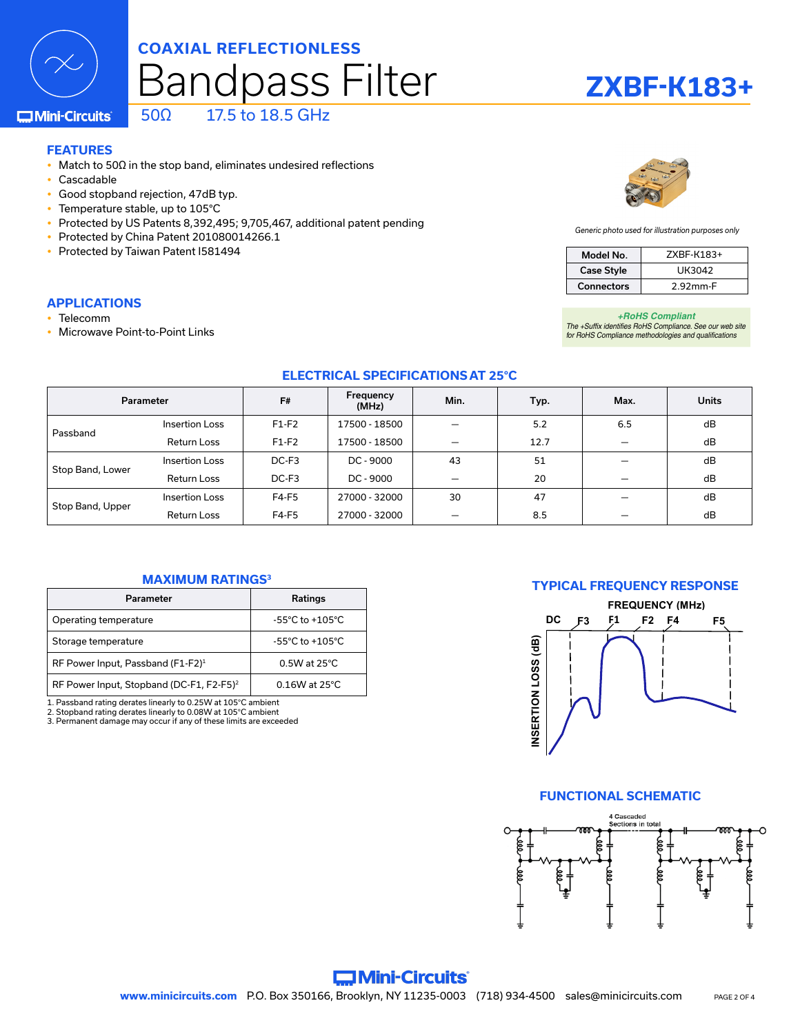# COAXIAL REFLECTIONLESS Bandpass Filter

**ZXBF-K183+**

50Ω 17.5 to 18.5 GHz

## FEATURES

- Match to 50Ω in the stop band, eliminates undesired reflections
- Cascadable
- Good stopband rejection, 47dB typ.
- Temperature stable, up to 105°C
- Protected by US Patents 8,392,495; 9,705,467, additional patent pending
- Protected by China Patent 201080014266.1
- Protected by Taiwan Patent I581494

## APPLICATIONS

- Telecomm
- Microwave Point-to-Point Links

*Generic photo used for illustration purposes only*

| Model No. | ZXBF-K183+ |
|---|---|
| Case Style | UK3042 |
| Connectors | 2.92mm-F |

***+RoHS Compliant***
*The +Suffix identifies RoHS Compliance. See our web site for RoHS Compliance methodologies and qualifications*

## ELECTRICAL SPECIFICATIONS AT 25°C

| Parameter | | F# | Frequency (MHz) | Min. | Typ. | Max. | Units |
|---|---|---|---|---|---|---|---|
| Passband | Insertion Loss | F1-F2 | 17500 - 18500 | — | 5.2 | 6.5 | dB |
| | Return Loss | F1-F2 | 17500 - 18500 | — | 12.7 | — | dB |
| Stop Band, Lower | Insertion Loss | DC-F3 | DC - 9000 | 43 | 51 | — | dB |
| | Return Loss | DC-F3 | DC - 9000 | — | 20 | — | dB |
| Stop Band, Upper | Insertion Loss | F4-F5 | 27000 - 32000 | 30 | 47 | — | dB |
| | Return Loss | F4-F5 | 27000 - 32000 | — | 8.5 | — | dB |

## MAXIMUM RATINGS[3]

| Parameter | Ratings |
|---|---|
| Operating temperature | -55°C to +105°C |
| Storage temperature | -55°C to +105°C |
| RF Power Input, Passband (F1-F2)[1] | 0.5W at 25°C |
| RF Power Input, Stopband (DC-F1, F2-F5)[2] | 0.16W at 25°C |

1. Passband rating derates linearly to 0.25W at 105°C ambient
2. Stopband rating derates linearly to 0.08W at 105°C ambient
3. Permanent damage may occur if any of these limits are exceeded

## TYPICAL FREQUENCY RESPONSE

## FUNCTIONAL SCHEMATIC

www.minicircuits.com P.O. Box 350166, Brooklyn, NY 11235-0003 (718) 934-4500 sales@minicircuits.com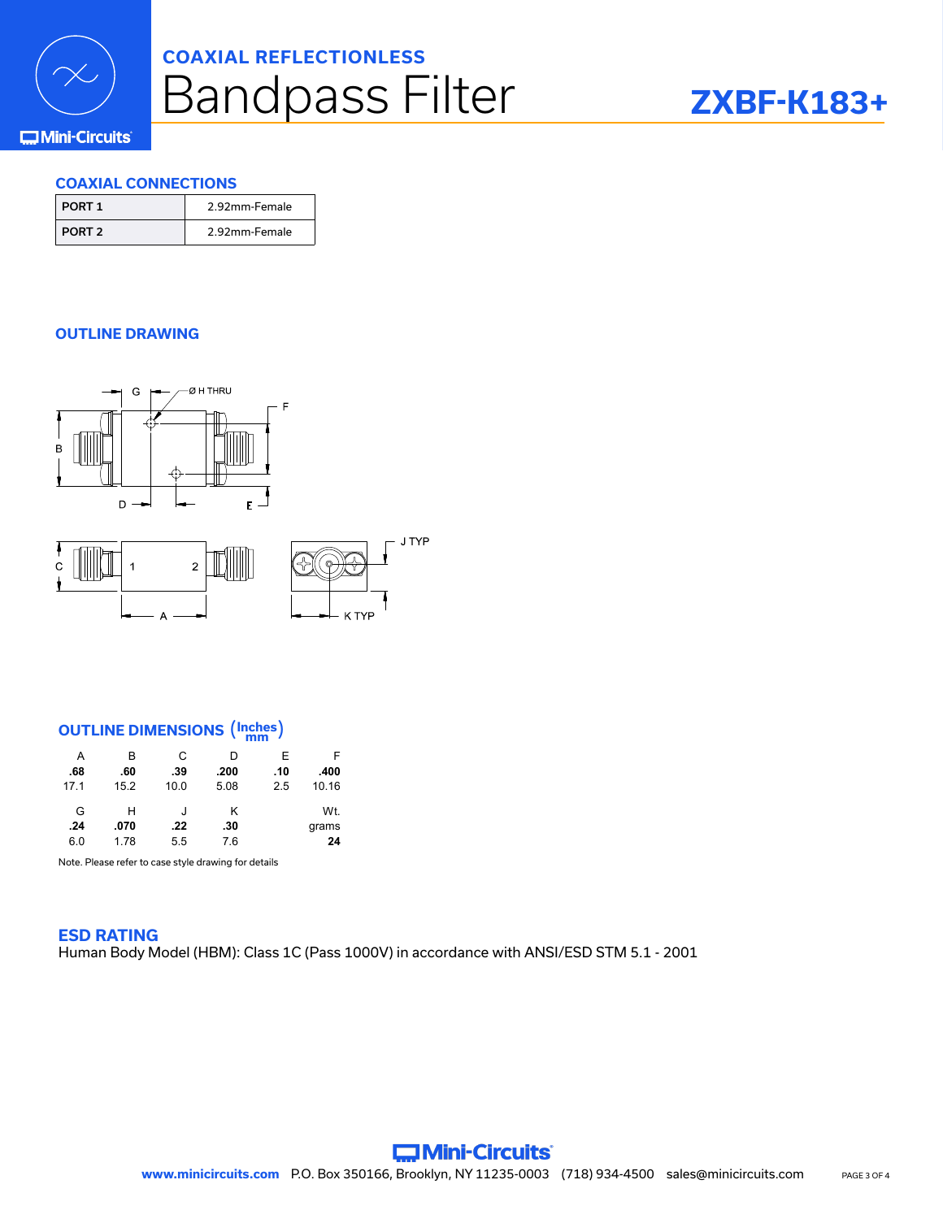# COAXIAL REFLECTIONLESS Bandpass Filter

**ZXBF-K183+**

## COAXIAL CONNECTIONS

| PORT 1 | 2.92mm-Female |
|---|---|
| PORT 2 | 2.92mm-Female |

## OUTLINE DRAWING

## OUTLINE DIMENSIONS (Inches / mm)

| A | B | C | D | E | F |
|---|---|---|---|---|---|
| **.68** | **.60** | **.39** | **.200** | **.10** | **.400** |
| 17.1 | 15.2 | 10.0 | 5.08 | 2.5 | 10.16 |

| G | H | J | K | | Wt. |
|---|---|---|---|---|---|
| **.24** | **.070** | **.22** | **.30** | | grams |
| 6.0 | 1.78 | 5.5 | 7.6 | | **24** |

Note. Please refer to case style drawing for details

## ESD RATING

Human Body Model (HBM): Class 1C (Pass 1000V) in accordance with ANSI/ESD STM 5.1 - 2001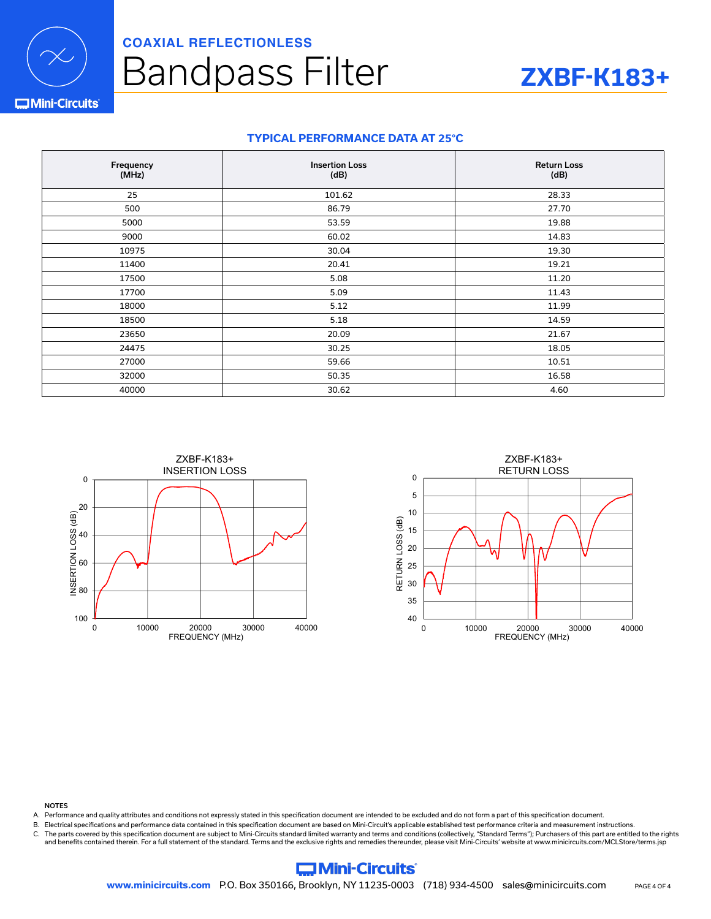COAXIAL REFLECTIONLESS

# Bandpass Filter

# ZXBF-K183+

## TYPICAL PERFORMANCE DATA AT 25°C

| Frequency (MHz) | Insertion Loss (dB) | Return Loss (dB) |
|---|---|---|
| 25 | 101.62 | 28.33 |
| 500 | 86.79 | 27.70 |
| 5000 | 53.59 | 19.88 |
| 9000 | 60.02 | 14.83 |
| 10975 | 30.04 | 19.30 |
| 11400 | 20.41 | 19.21 |
| 17500 | 5.08 | 11.20 |
| 17700 | 5.09 | 11.43 |
| 18000 | 5.12 | 11.99 |
| 18500 | 5.18 | 14.59 |
| 23650 | 20.09 | 21.67 |
| 24475 | 30.25 | 18.05 |
| 27000 | 59.66 | 10.51 |
| 32000 | 50.35 | 16.58 |
| 40000 | 30.62 | 4.60 |

ZXBF-K183+
INSERTION LOSS
INSERTION LOSS (dB)
0
20
40
60
80
100
0
10000
20000
30000
40000
FREQUENCY (MHz)

ZXBF-K183+
RETURN LOSS
RETURN LOSS (dB)
0
5
10
15
20
25
30
35
40
0
10000
20000
30000
40000
FREQUENCY (MHz)

**NOTES**

A. Performance and quality attributes and conditions not expressly stated in this specification document are intended to be excluded and do not form a part of this specification document.

B. Electrical specifications and performance data contained in this specification document are based on Mini-Circuit's applicable established test performance criteria and measurement instructions.

C. The parts covered by this specification document are subject to Mini-Circuits standard limited warranty and terms and conditions (collectively, "Standard Terms"); Purchasers of this part are entitled to the rights and benefits contained therein. For a full statement of the standard. Terms and the exclusive rights and remedies thereunder, please visit Mini-Circuits' website at www.minicircuits.com/MCLStore/terms.jsp